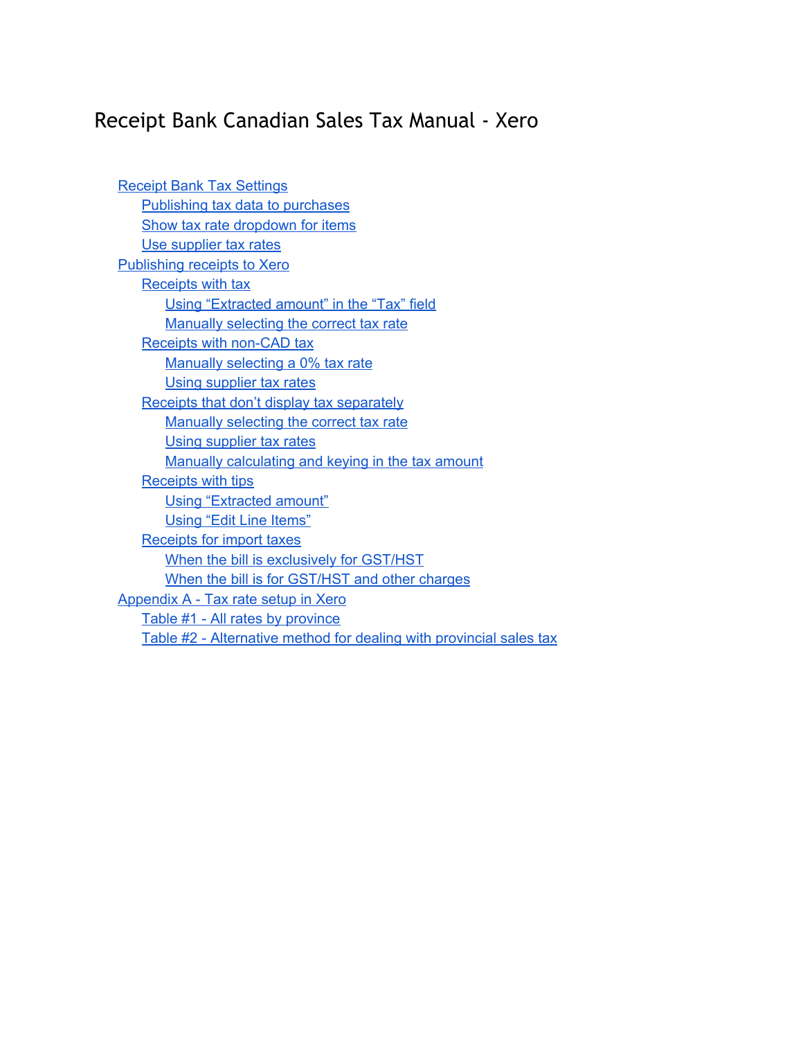# Receipt Bank Canadian Sales Tax Manual - Xero

- Receipt Bank Tax Settings
  - Publishing tax data to purchases
  - Show tax rate dropdown for items
  - Use supplier tax rates
- Publishing receipts to Xero
  - Receipts with tax
    - Using “Extracted amount” in the “Tax” field
    - Manually selecting the correct tax rate
  - Receipts with non-CAD tax
    - Manually selecting a 0% tax rate
    - Using supplier tax rates
  - Receipts that don’t display tax separately
    - Manually selecting the correct tax rate
    - Using supplier tax rates
    - Manually calculating and keying in the tax amount
  - Receipts with tips
    - Using “Extracted amount”
    - Using “Edit Line Items”
  - Receipts for import taxes
    - When the bill is exclusively for GST/HST
    - When the bill is for GST/HST and other charges
- Appendix A - Tax rate setup in Xero
  - Table #1 - All rates by province
  - Table #2 - Alternative method for dealing with provincial sales tax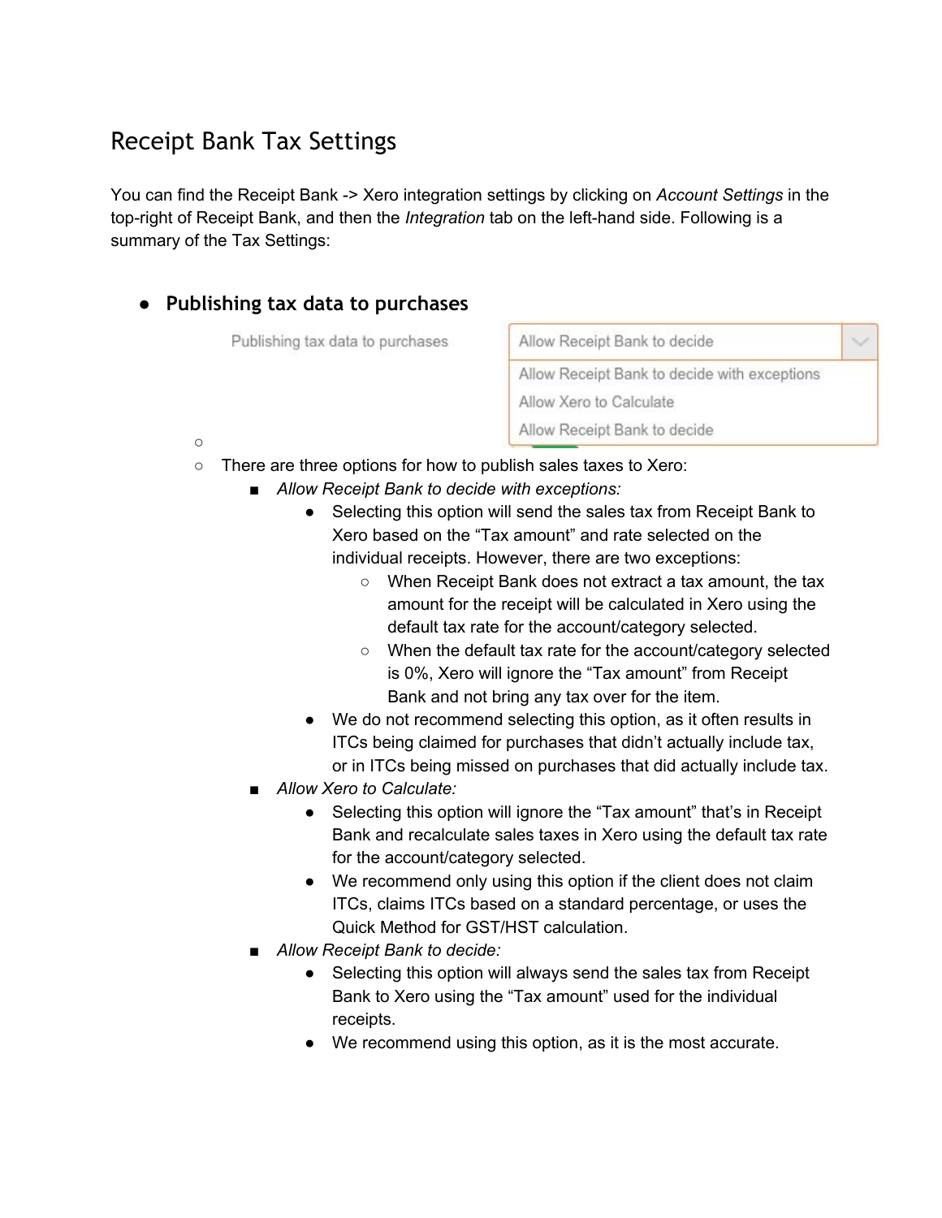## Receipt Bank Tax Settings

You can find the Receipt Bank -> Xero integration settings by clicking on *Account Settings* in the top-right of Receipt Bank, and then the *Integration* tab on the left-hand side. Following is a summary of the Tax Settings:

- **Publishing tax data to purchases**
    - There are three options for how to publish sales taxes to Xero:
        - *Allow Receipt Bank to decide with exceptions:*
            - Selecting this option will send the sales tax from Receipt Bank to Xero based on the "Tax amount" and rate selected on the individual receipts. However, there are two exceptions:
                - When Receipt Bank does not extract a tax amount, the tax amount for the receipt will be calculated in Xero using the default tax rate for the account/category selected.
                - When the default tax rate for the account/category selected is 0%, Xero will ignore the "Tax amount" from Receipt Bank and not bring any tax over for the item.
            - We do not recommend selecting this option, as it often results in ITCs being claimed for purchases that didn't actually include tax, or in ITCs being missed on purchases that did actually include tax.
        - *Allow Xero to Calculate:*
            - Selecting this option will ignore the "Tax amount" that's in Receipt Bank and recalculate sales taxes in Xero using the default tax rate for the account/category selected.
            - We recommend only using this option if the client does not claim ITCs, claims ITCs based on a standard percentage, or uses the Quick Method for GST/HST calculation.
        - *Allow Receipt Bank to decide:*
            - Selecting this option will always send the sales tax from Receipt Bank to Xero using the "Tax amount" used for the individual receipts.
            - We recommend using this option, as it is the most accurate.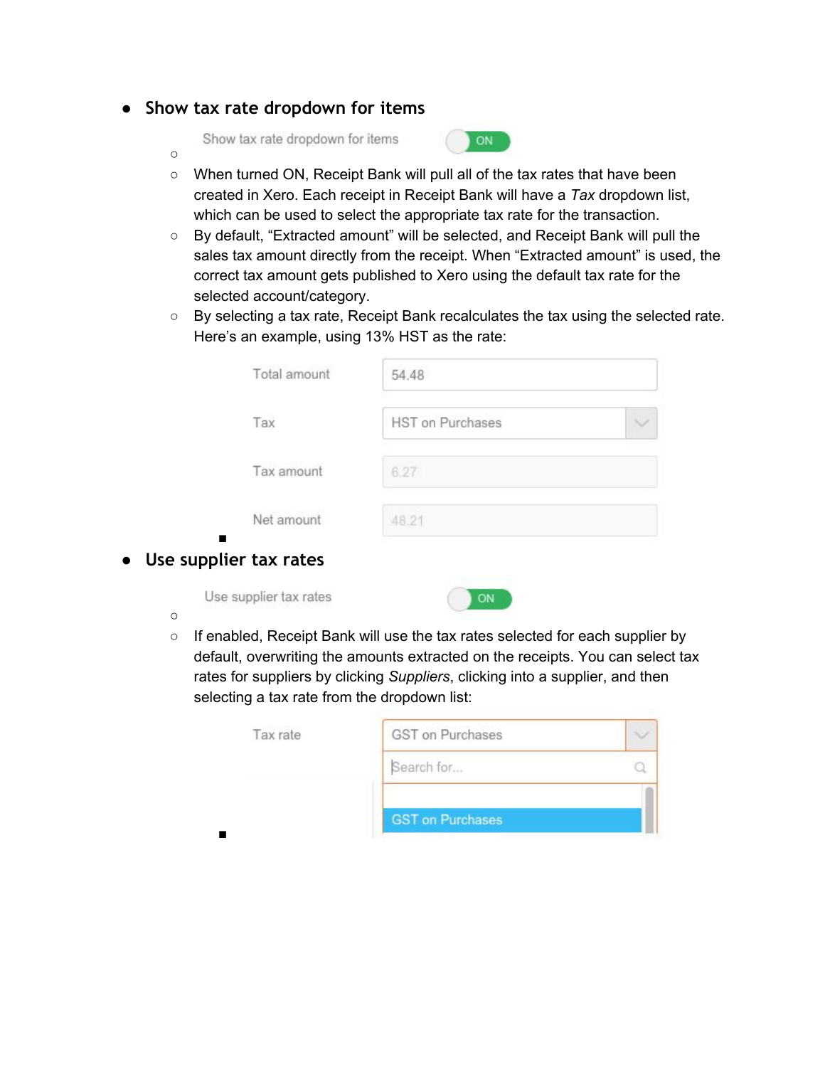- **Show tax rate dropdown for items**
  - Show tax rate dropdown for items ON
  - When turned ON, Receipt Bank will pull all of the tax rates that have been created in Xero. Each receipt in Receipt Bank will have a *Tax* dropdown list, which can be used to select the appropriate tax rate for the transaction.
  - By default, "Extracted amount" will be selected, and Receipt Bank will pull the sales tax amount directly from the receipt. When "Extracted amount" is used, the correct tax amount gets published to Xero using the default tax rate for the selected account/category.
  - By selecting a tax rate, Receipt Bank recalculates the tax using the selected rate. Here's an example, using 13% HST as the rate:

| Field | Value |
| --- | --- |
| Total amount | 54.48 |
| Tax | HST on Purchases |
| Tax amount | 6.27 |
| Net amount | 48.21 |

- **Use supplier tax rates**
  - Use supplier tax rates ON
  - If enabled, Receipt Bank will use the tax rates selected for each supplier by default, overwriting the amounts extracted on the receipts. You can select tax rates for suppliers by clicking *Suppliers*, clicking into a supplier, and then selecting a tax rate from the dropdown list:

Tax rate: GST on Purchases

Search for...

GST on Purchases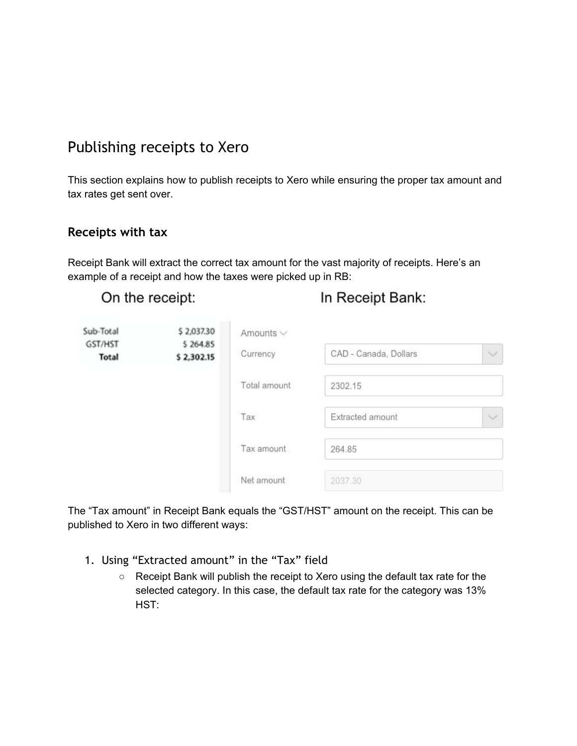# Publishing receipts to Xero

This section explains how to publish receipts to Xero while ensuring the proper tax amount and tax rates get sent over.

## Receipts with tax

Receipt Bank will extract the correct tax amount for the vast majority of receipts. Here's an example of a receipt and how the taxes were picked up in RB:

**On the receipt:**

| | |
|---|---|
| Sub-Total | $ 2,037.30 |
| GST/HST | $ 264.85 |
| **Total** | **$ 2,302.15** |

**In Receipt Bank:**

Amounts

| | |
|---|---|
| Currency | CAD - Canada, Dollars |
| Total amount | 2302.15 |
| Tax | Extracted amount |
| Tax amount | 264.85 |
| Net amount | 2037.30 |

The "Tax amount" in Receipt Bank equals the "GST/HST" amount on the receipt. This can be published to Xero in two different ways:

1. Using "Extracted amount" in the "Tax" field
   - Receipt Bank will publish the receipt to Xero using the default tax rate for the selected category. In this case, the default tax rate for the category was 13% HST: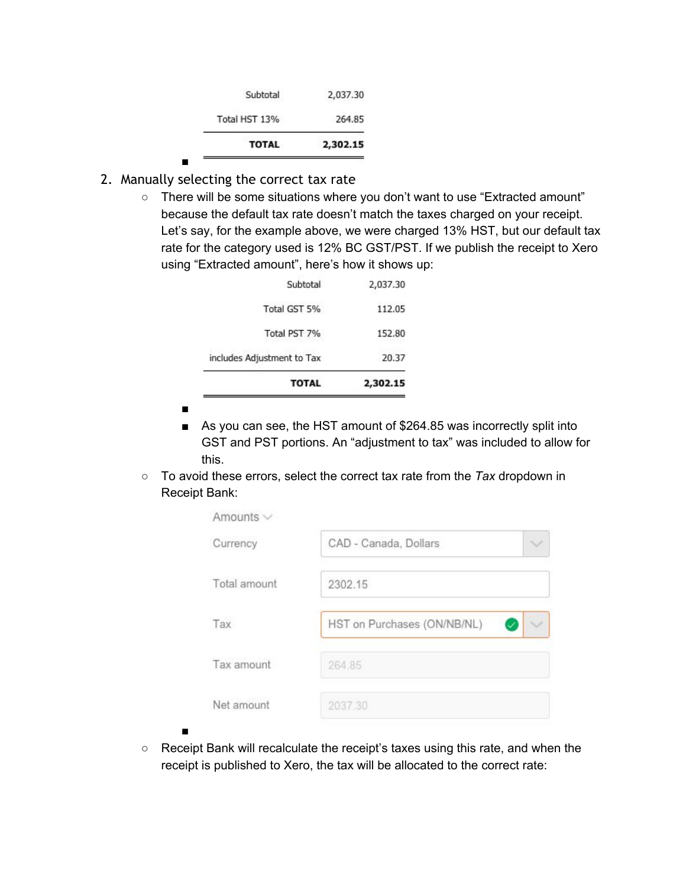| Subtotal | 2,037.30 |
| --- | --- |
| Total HST 13% | 264.85 |
| **TOTAL** | **2,302.15** |

2. Manually selecting the correct tax rate
   - There will be some situations where you don't want to use "Extracted amount" because the default tax rate doesn't match the taxes charged on your receipt. Let's say, for the example above, we were charged 13% HST, but our default tax rate for the category used is 12% BC GST/PST. If we publish the receipt to Xero using "Extracted amount", here's how it shows up:

| Subtotal | 2,037.30 |
| --- | --- |
| Total GST 5% | 112.05 |
| Total PST 7% | 152.80 |
| includes Adjustment to Tax | 20.37 |
| **TOTAL** | **2,302.15** |

     - As you can see, the HST amount of $264.85 was incorrectly split into GST and PST portions. An "adjustment to tax" was included to allow for this.
   - To avoid these errors, select the correct tax rate from the *Tax* dropdown in Receipt Bank:

| Amounts | |
| --- | --- |
| Currency | CAD - Canada, Dollars |
| Total amount | 2302.15 |
| Tax | HST on Purchases (ON/NB/NL) |
| Tax amount | 264.85 |
| Net amount | 2037.30 |

   - Receipt Bank will recalculate the receipt's taxes using this rate, and when the receipt is published to Xero, the tax will be allocated to the correct rate: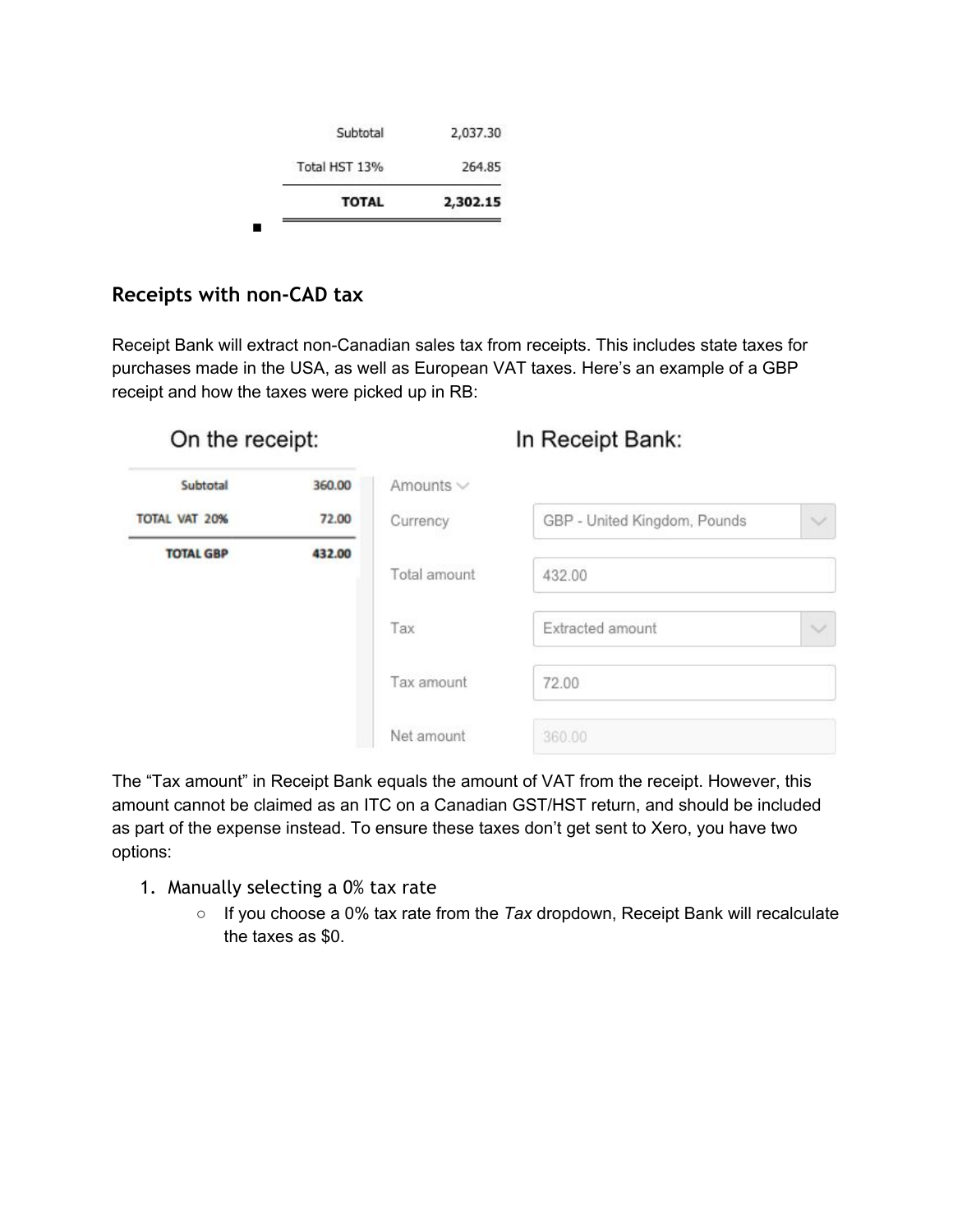| | |
|---|---|
| Subtotal | 2,037.30 |
| Total HST 13% | 264.85 |
| **TOTAL** | **2,302.15** |

## Receipts with non-CAD tax

Receipt Bank will extract non-Canadian sales tax from receipts. This includes state taxes for purchases made in the USA, as well as European VAT taxes. Here's an example of a GBP receipt and how the taxes were picked up in RB:

**On the receipt:**

| | |
|---|---|
| Subtotal | 360.00 |
| TOTAL VAT 20% | 72.00 |
| **TOTAL GBP** | **432.00** |

**In Receipt Bank:**

| Amounts | |
|---|---|
| Currency | GBP - United Kingdom, Pounds |
| Total amount | 432.00 |
| Tax | Extracted amount |
| Tax amount | 72.00 |
| Net amount | 360.00 |

The "Tax amount" in Receipt Bank equals the amount of VAT from the receipt. However, this amount cannot be claimed as an ITC on a Canadian GST/HST return, and should be included as part of the expense instead. To ensure these taxes don't get sent to Xero, you have two options:

1. Manually selecting a 0% tax rate
   - If you choose a 0% tax rate from the *Tax* dropdown, Receipt Bank will recalculate the taxes as $0.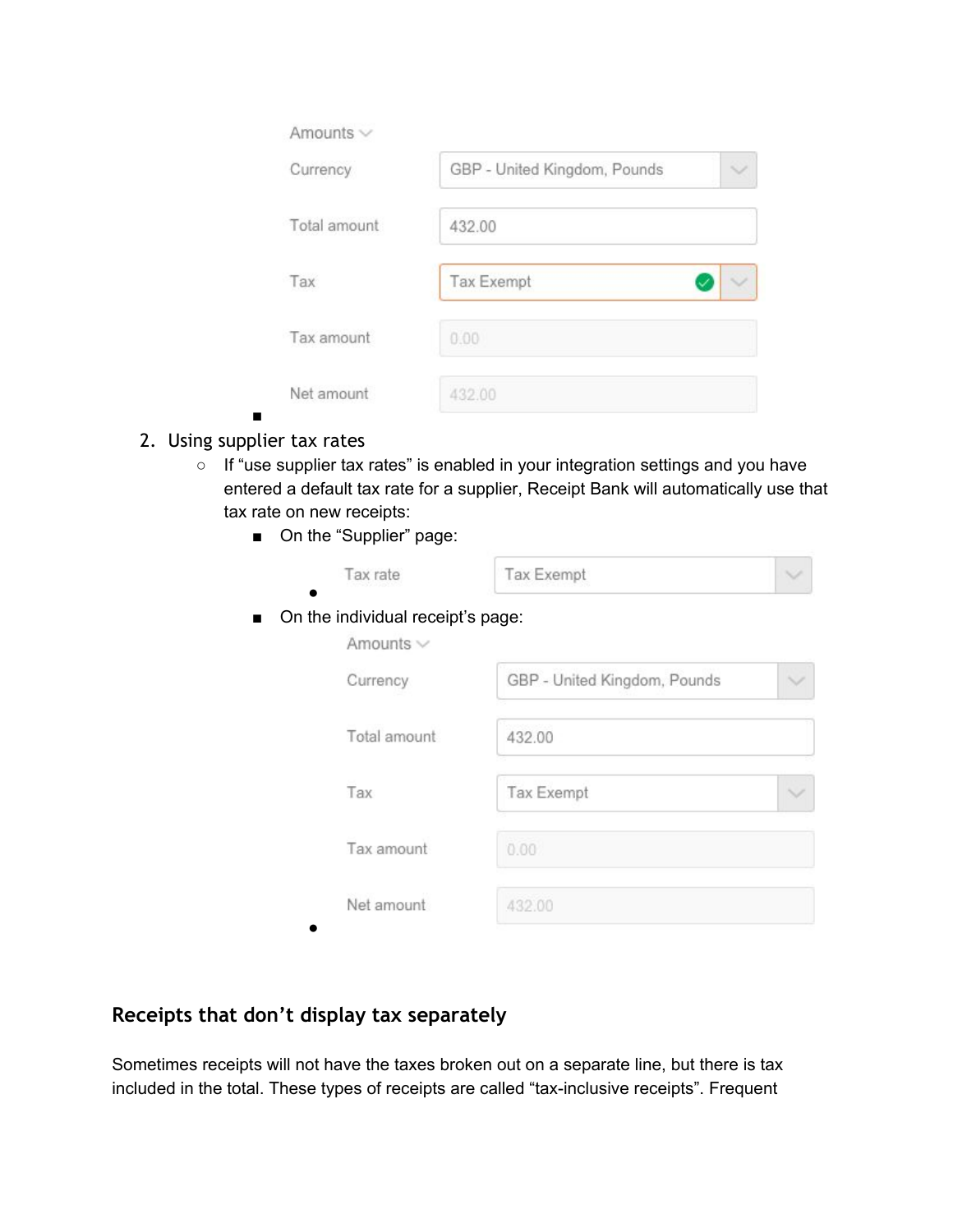Amounts

| | |
|---|---|
| Currency | GBP - United Kingdom, Pounds |
| Total amount | 432.00 |
| Tax | Tax Exempt |
| Tax amount | 0.00 |
| Net amount | 432.00 |

2. Using supplier tax rates
    - If "use supplier tax rates" is enabled in your integration settings and you have entered a default tax rate for a supplier, Receipt Bank will automatically use that tax rate on new receipts:
        - On the "Supplier" page:

            | | |
            |---|---|
            | Tax rate | Tax Exempt |

        - On the individual receipt's page:

            Amounts

            | | |
            |---|---|
            | Currency | GBP - United Kingdom, Pounds |
            | Total amount | 432.00 |
            | Tax | Tax Exempt |
            | Tax amount | 0.00 |
            | Net amount | 432.00 |

## Receipts that don't display tax separately

Sometimes receipts will not have the taxes broken out on a separate line, but there is tax included in the total. These types of receipts are called "tax-inclusive receipts". Frequent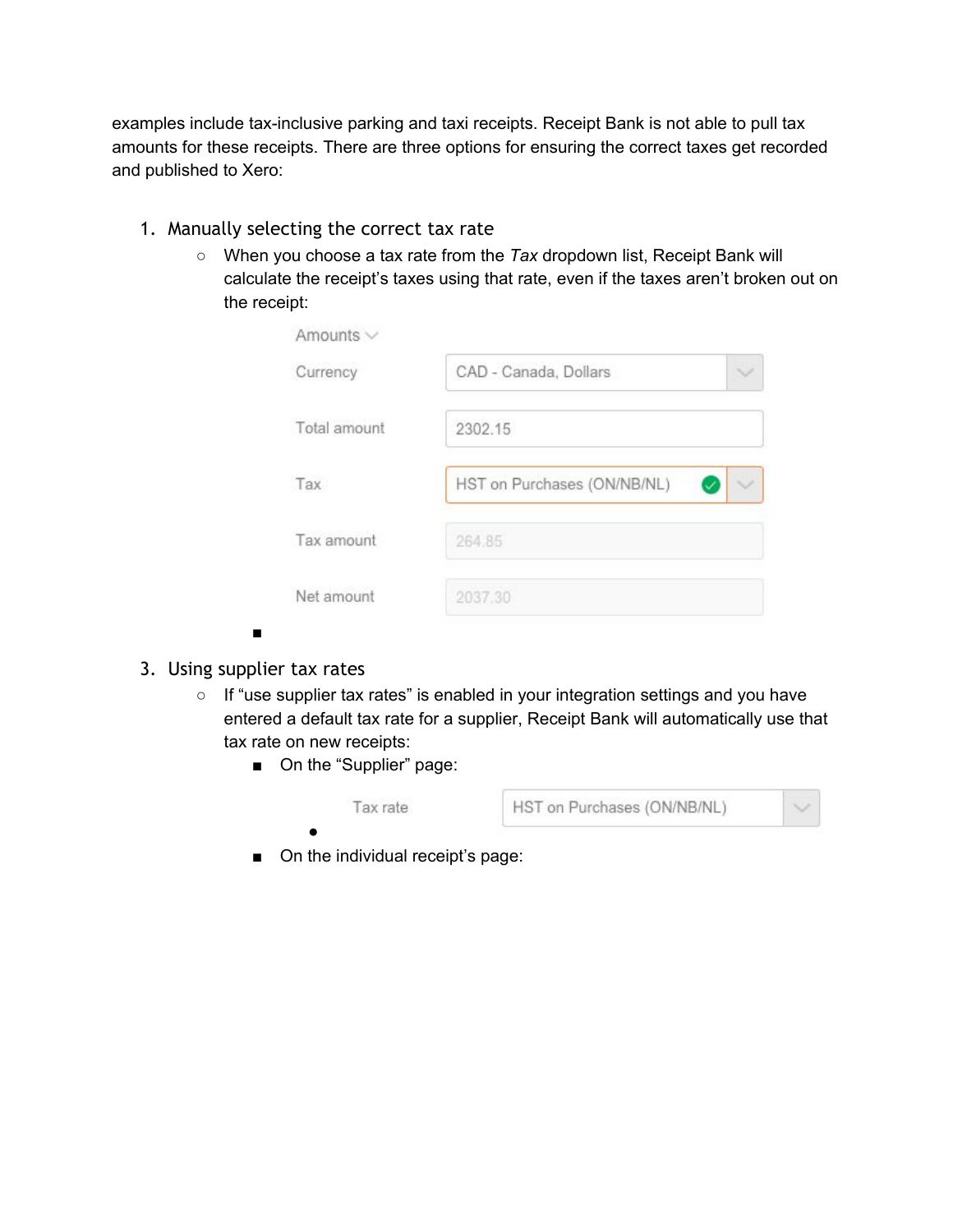examples include tax-inclusive parking and taxi receipts. Receipt Bank is not able to pull tax amounts for these receipts. There are three options for ensuring the correct taxes get recorded and published to Xero:

1. Manually selecting the correct tax rate
    - When you choose a tax rate from the *Tax* dropdown list, Receipt Bank will calculate the receipt's taxes using that rate, even if the taxes aren't broken out on the receipt:

| Amounts | |
|---|---|
| Currency | CAD - Canada, Dollars |
| Total amount | 2302.15 |
| Tax | HST on Purchases (ON/NB/NL) |
| Tax amount | 264.85 |
| Net amount | 2037.30 |

3. Using supplier tax rates
    - If "use supplier tax rates" is enabled in your integration settings and you have entered a default tax rate for a supplier, Receipt Bank will automatically use that tax rate on new receipts:
        - On the "Supplier" page:

| Tax rate | HST on Purchases (ON/NB/NL) |
|---|---|

        - On the individual receipt's page: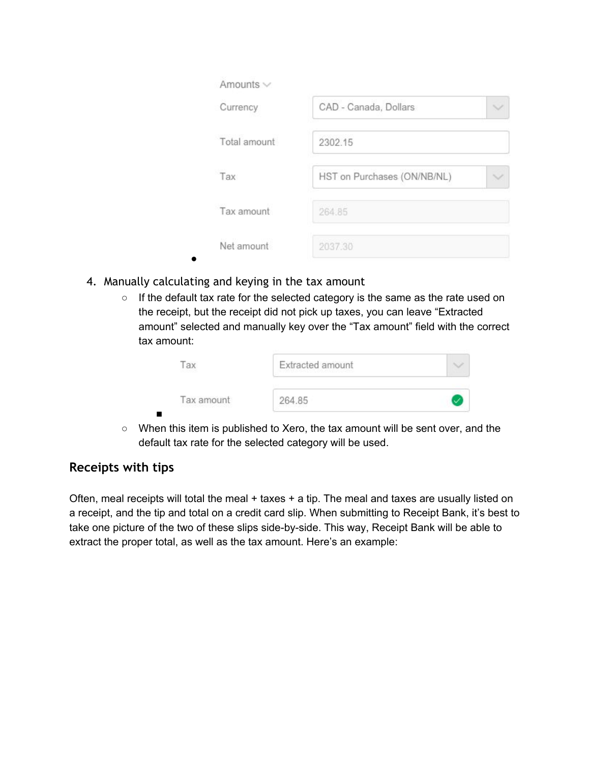| Amounts | |
|---|---|
| Currency | CAD - Canada, Dollars |
| Total amount | 2302.15 |
| Tax | HST on Purchases (ON/NB/NL) |
| Tax amount | 264.85 |
| Net amount | 2037.30 |

4. Manually calculating and keying in the tax amount
   - If the default tax rate for the selected category is the same as the rate used on the receipt, but the receipt did not pick up taxes, you can leave "Extracted amount" selected and manually key over the "Tax amount" field with the correct tax amount:

     | | |
     |---|---|
     | Tax | Extracted amount |
     | Tax amount | 264.85 |

   - When this item is published to Xero, the tax amount will be sent over, and the default tax rate for the selected category will be used.

## Receipts with tips

Often, meal receipts will total the meal + taxes + a tip. The meal and taxes are usually listed on a receipt, and the tip and total on a credit card slip. When submitting to Receipt Bank, it's best to take one picture of the two of these slips side-by-side. This way, Receipt Bank will be able to extract the proper total, as well as the tax amount. Here's an example: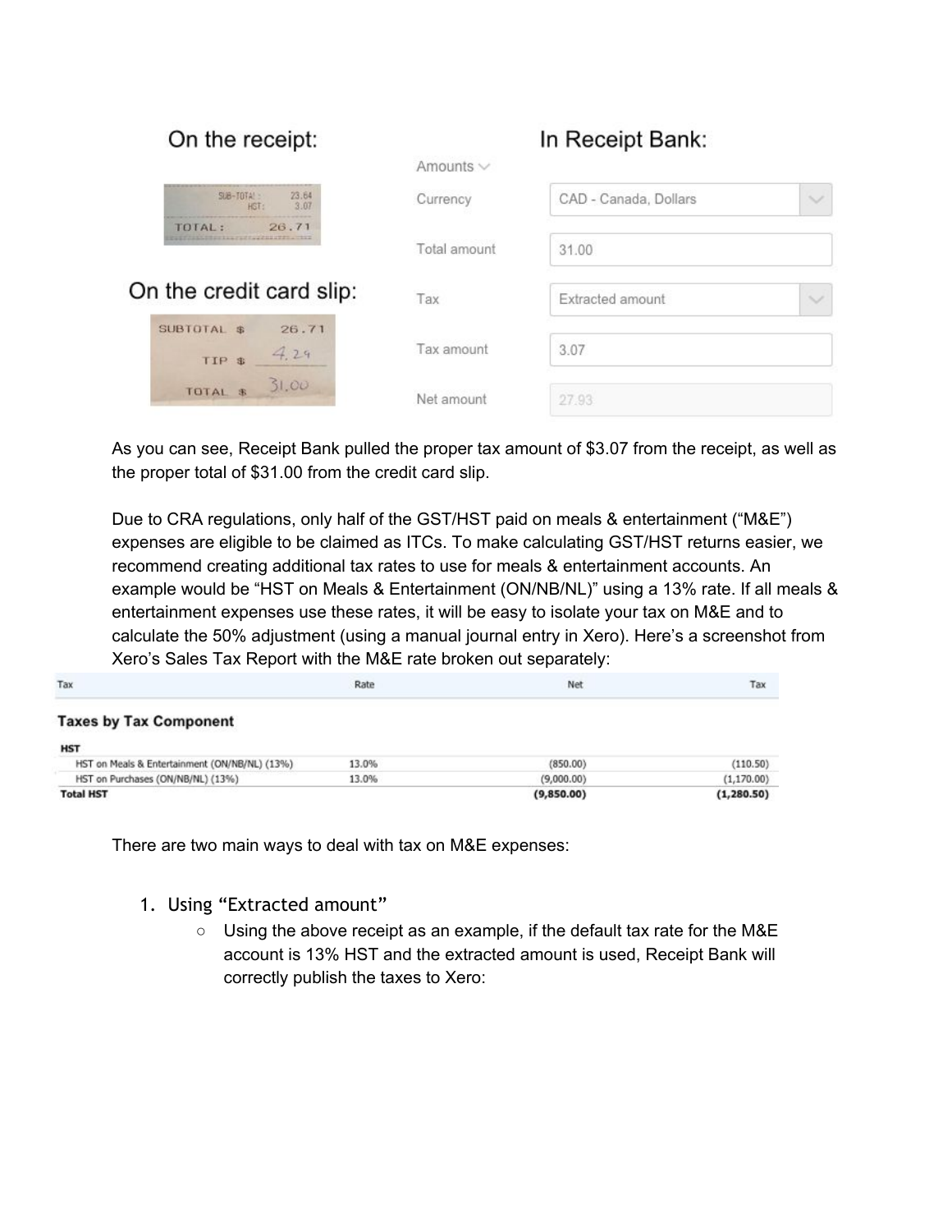On the receipt:

| | |
|---|---|
| SUB-TOTAL: | 23.64 |
| HST: | 3.07 |
| TOTAL: | 26.71 |

On the credit card slip:

| | |
|---|---|
| SUBTOTAL $ | 26.71 |
| TIP $ | 4.29 |
| TOTAL $ | 31.00 |

In Receipt Bank:

Amounts

| | |
|---|---|
| Currency | CAD - Canada, Dollars |
| Total amount | 31.00 |
| Tax | Extracted amount |
| Tax amount | 3.07 |
| Net amount | 27.93 |

As you can see, Receipt Bank pulled the proper tax amount of $3.07 from the receipt, as well as the proper total of $31.00 from the credit card slip.

Due to CRA regulations, only half of the GST/HST paid on meals & entertainment (“M&E”) expenses are eligible to be claimed as ITCs. To make calculating GST/HST returns easier, we recommend creating additional tax rates to use for meals & entertainment accounts. An example would be “HST on Meals & Entertainment (ON/NB/NL)” using a 13% rate. If all meals & entertainment expenses use these rates, it will be easy to isolate your tax on M&E and to calculate the 50% adjustment (using a manual journal entry in Xero). Here’s a screenshot from Xero’s Sales Tax Report with the M&E rate broken out separately:

| Tax | Rate | Net | Tax |
|---|---|---|---|
| **Taxes by Tax Component** | | | |
| **HST** | | | |
| HST on Meals & Entertainment (ON/NB/NL) (13%) | 13.0% | (850.00) | (110.50) |
| HST on Purchases (ON/NB/NL) (13%) | 13.0% | (9,000.00) | (1,170.00) |
| **Total HST** | | **(9,850.00)** | **(1,280.50)** |

There are two main ways to deal with tax on M&E expenses:

1. Using “Extracted amount”
   - Using the above receipt as an example, if the default tax rate for the M&E account is 13% HST and the extracted amount is used, Receipt Bank will correctly publish the taxes to Xero: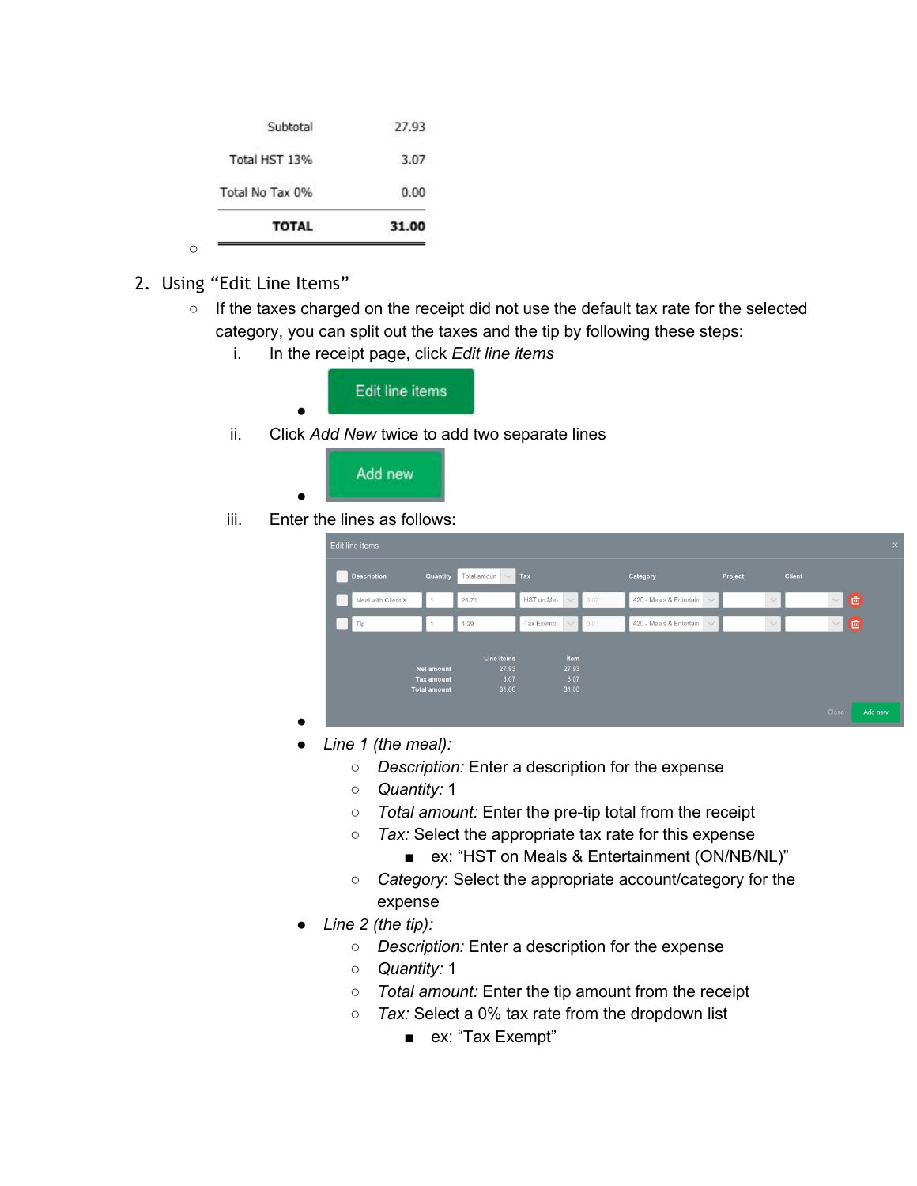| | |
|---|---|
| Subtotal | 27.93 |
| Total HST 13% | 3.07 |
| Total No Tax 0% | 0.00 |
| **TOTAL** | **31.00** |

2. Using "Edit Line Items"
   - If the taxes charged on the receipt did not use the default tax rate for the selected category, you can split out the taxes and the tip by following these steps:
     i. In the receipt page, click *Edit line items*
        - Edit line items
     ii. Click *Add New* twice to add two separate lines
        - Add new
     iii. Enter the lines as follows:
        - Edit line items

| Description | Quantity | Total amount | Tax | | Category | Project | Client |
|---|---|---|---|---|---|---|---|
| Meal with Client X | 1 | 26.71 | HST on Mea | 3.07 | 420 - Meals & Entertain | | |
| Tip | 1 | 4.29 | Tax Exempt | 0.0 | 420 - Meals & Entertain | | |

| | Line items | Item |
|---|---|---|
| Net amount | 27.93 | 27.93 |
| Tax amount | 3.07 | 3.07 |
| Total amount | 31.00 | 31.00 |

Close Add new

- *Line 1 (the meal):*
  - *Description:* Enter a description for the expense
  - *Quantity:* 1
  - *Total amount:* Enter the pre-tip total from the receipt
  - *Tax:* Select the appropriate tax rate for this expense
    - ex: "HST on Meals & Entertainment (ON/NB/NL)"
  - *Category*: Select the appropriate account/category for the expense
- *Line 2 (the tip):*
  - *Description:* Enter a description for the expense
  - *Quantity:* 1
  - *Total amount:* Enter the tip amount from the receipt
  - *Tax:* Select a 0% tax rate from the dropdown list
    - ex: "Tax Exempt"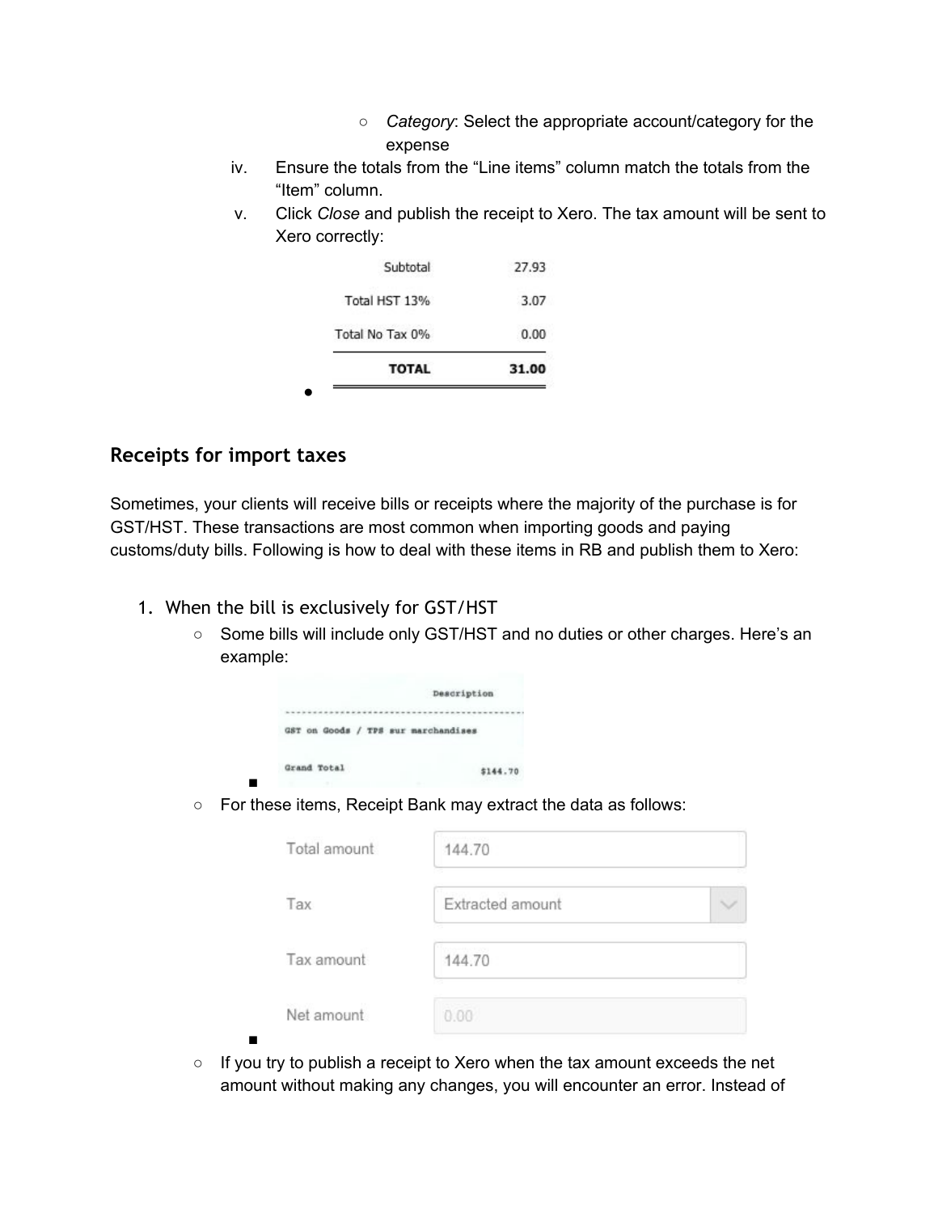- *Category*: Select the appropriate account/category for the expense

iv. Ensure the totals from the “Line items” column match the totals from the “Item” column.

v. Click *Close* and publish the receipt to Xero. The tax amount will be sent to Xero correctly:

| | |
|---|---|
| Subtotal | 27.93 |
| Total HST 13% | 3.07 |
| Total No Tax 0% | 0.00 |
| **TOTAL** | **31.00** |

## Receipts for import taxes

Sometimes, your clients will receive bills or receipts where the majority of the purchase is for GST/HST. These transactions are most common when importing goods and paying customs/duty bills. Following is how to deal with these items in RB and publish them to Xero:

1. When the bill is exclusively for GST/HST
   - Some bills will include only GST/HST and no duties or other charges. Here’s an example:

     | Description | |
     |---|---|
     | GST on Goods / TPS sur marchandises | |
     | Grand Total | $144.70 |

   - For these items, Receipt Bank may extract the data as follows:

     | | |
     |---|---|
     | Total amount | 144.70 |
     | Tax | Extracted amount |
     | Tax amount | 144.70 |
     | Net amount | 0.00 |

   - If you try to publish a receipt to Xero when the tax amount exceeds the net amount without making any changes, you will encounter an error. Instead of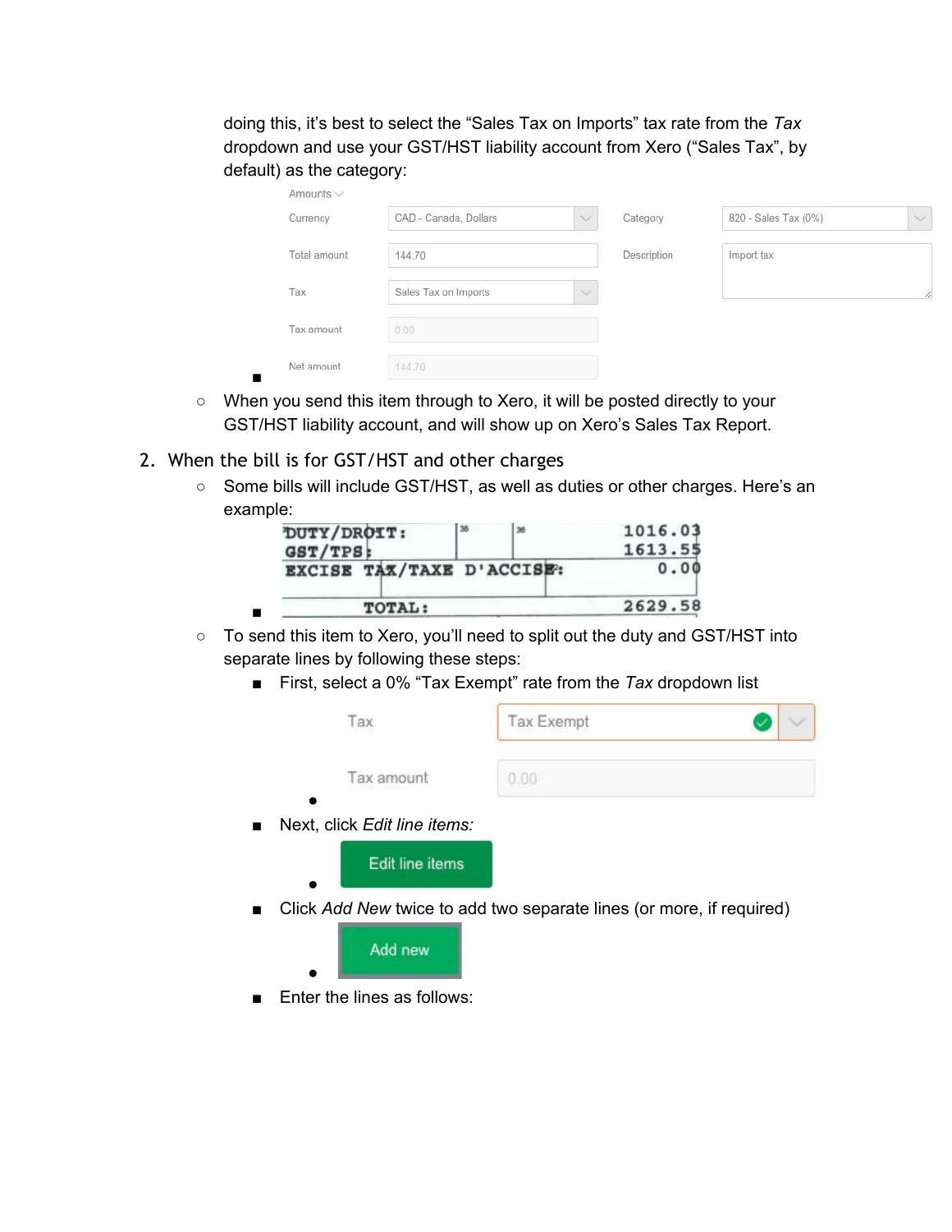doing this, it's best to select the "Sales Tax on Imports" tax rate from the *Tax* dropdown and use your GST/HST liability account from Xero ("Sales Tax", by default) as the category:

| Amounts | | | |
|---|---|---|---|
| Currency | CAD - Canada, Dollars | Category | 820 - Sales Tax (0%) |
| Total amount | 144.70 | Description | Import tax |
| Tax | Sales Tax on Imports | | |
| Tax amount | 0.00 | | |
| Net amount | 144.70 | | |

- When you send this item through to Xero, it will be posted directly to your GST/HST liability account, and will show up on Xero's Sales Tax Report.

2. When the bill is for GST/HST and other charges
   - Some bills will include GST/HST, as well as duties or other charges. Here's an example:

| | |
|---|---|
| DUTY/DROIT: | 1016.03 |
| GST/TPS: | 1613.55 |
| EXCISE TAX/TAXE D'ACCISE: | 0.00 |
| TOTAL: | 2629.58 |

   - To send this item to Xero, you'll need to split out the duty and GST/HST into separate lines by following these steps:
     - First, select a 0% "Tax Exempt" rate from the *Tax* dropdown list

| | |
|---|---|
| Tax | Tax Exempt |
| Tax amount | 0.00 |

     - Next, click *Edit line items:*

       Edit line items

     - Click *Add New* twice to add two separate lines (or more, if required)

       Add new

     - Enter the lines as follows: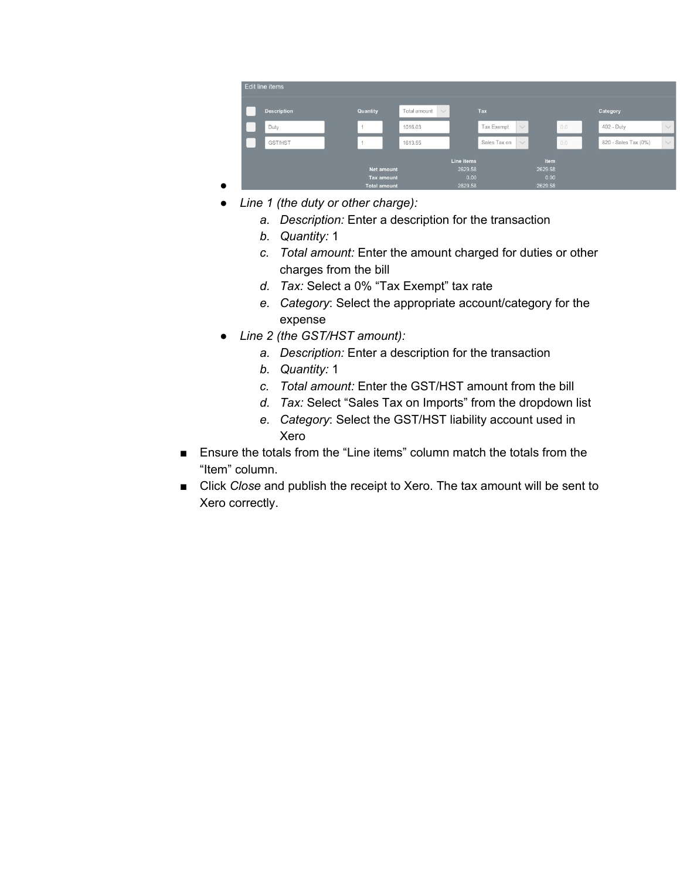- Line 1 *(the duty or other charge):*
    a. *Description:* Enter a description for the transaction
    b. *Quantity:* 1
    c. *Total amount:* Enter the amount charged for duties or other charges from the bill
    d. *Tax:* Select a 0% "Tax Exempt" tax rate
    e. *Category*: Select the appropriate account/category for the expense
- *Line 2 (the GST/HST amount):*
    a. *Description:* Enter a description for the transaction
    b. *Quantity:* 1
    c. *Total amount:* Enter the GST/HST amount from the bill
    d. *Tax:* Select "Sales Tax on Imports" from the dropdown list
    e. *Category*: Select the GST/HST liability account used in Xero

- Ensure the totals from the "Line items" column match the totals from the "Item" column.
- Click *Close* and publish the receipt to Xero. The tax amount will be sent to Xero correctly.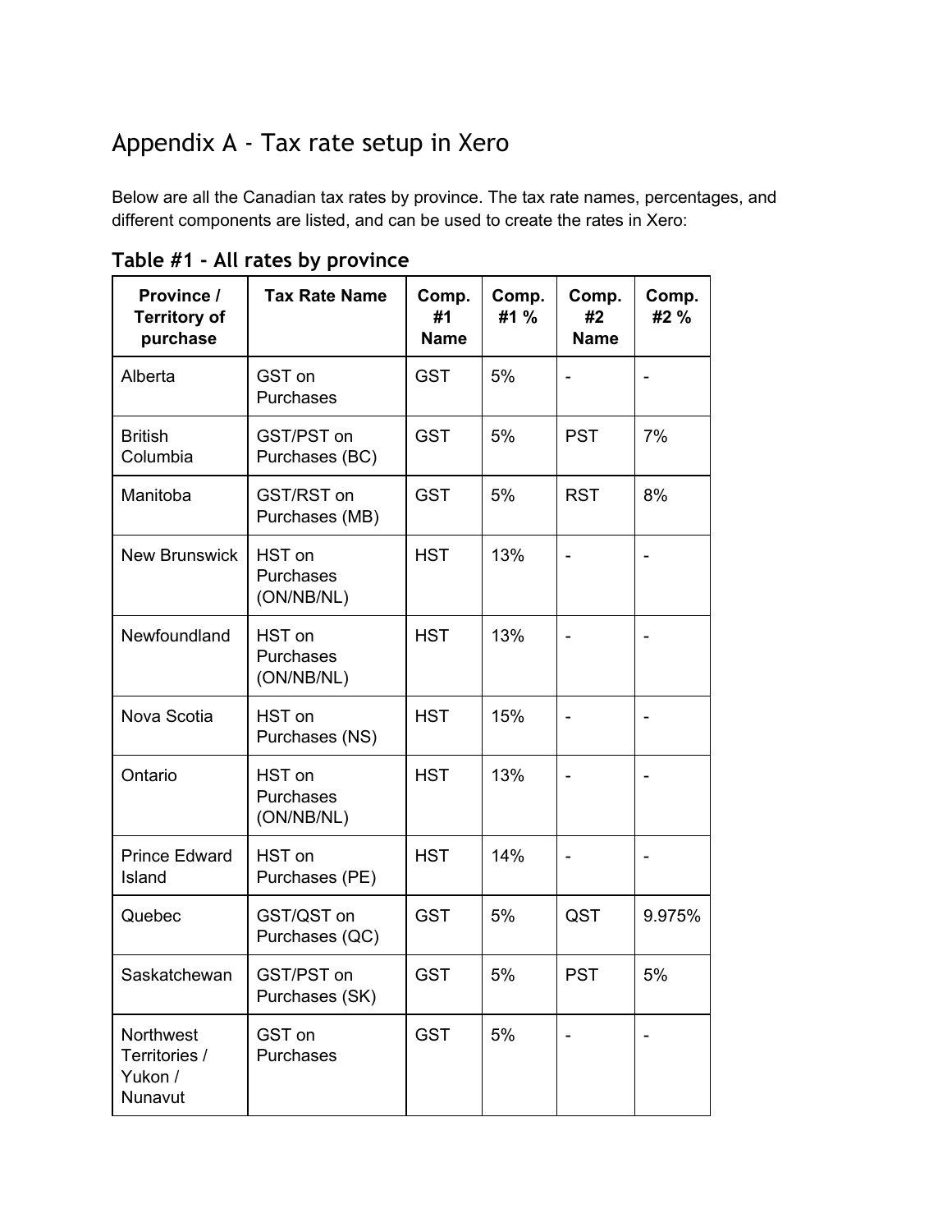# Appendix A - Tax rate setup in Xero

Below are all the Canadian tax rates by province. The tax rate names, percentages, and different components are listed, and can be used to create the rates in Xero:

### Table #1 - All rates by province

| Province / Territory of purchase | Tax Rate Name | Comp. #1 Name | Comp. #1 % | Comp. #2 Name | Comp. #2 % |
|---|---|---|---|---|---|
| Alberta | GST on Purchases | GST | 5% | - | - |
| British Columbia | GST/PST on Purchases (BC) | GST | 5% | PST | 7% |
| Manitoba | GST/RST on Purchases (MB) | GST | 5% | RST | 8% |
| New Brunswick | HST on Purchases (ON/NB/NL) | HST | 13% | - | - |
| Newfoundland | HST on Purchases (ON/NB/NL) | HST | 13% | - | - |
| Nova Scotia | HST on Purchases (NS) | HST | 15% | - | - |
| Ontario | HST on Purchases (ON/NB/NL) | HST | 13% | - | - |
| Prince Edward Island | HST on Purchases (PE) | HST | 14% | - | - |
| Quebec | GST/QST on Purchases (QC) | GST | 5% | QST | 9.975% |
| Saskatchewan | GST/PST on Purchases (SK) | GST | 5% | PST | 5% |
| Northwest Territories / Yukon / Nunavut | GST on Purchases | GST | 5% | - | - |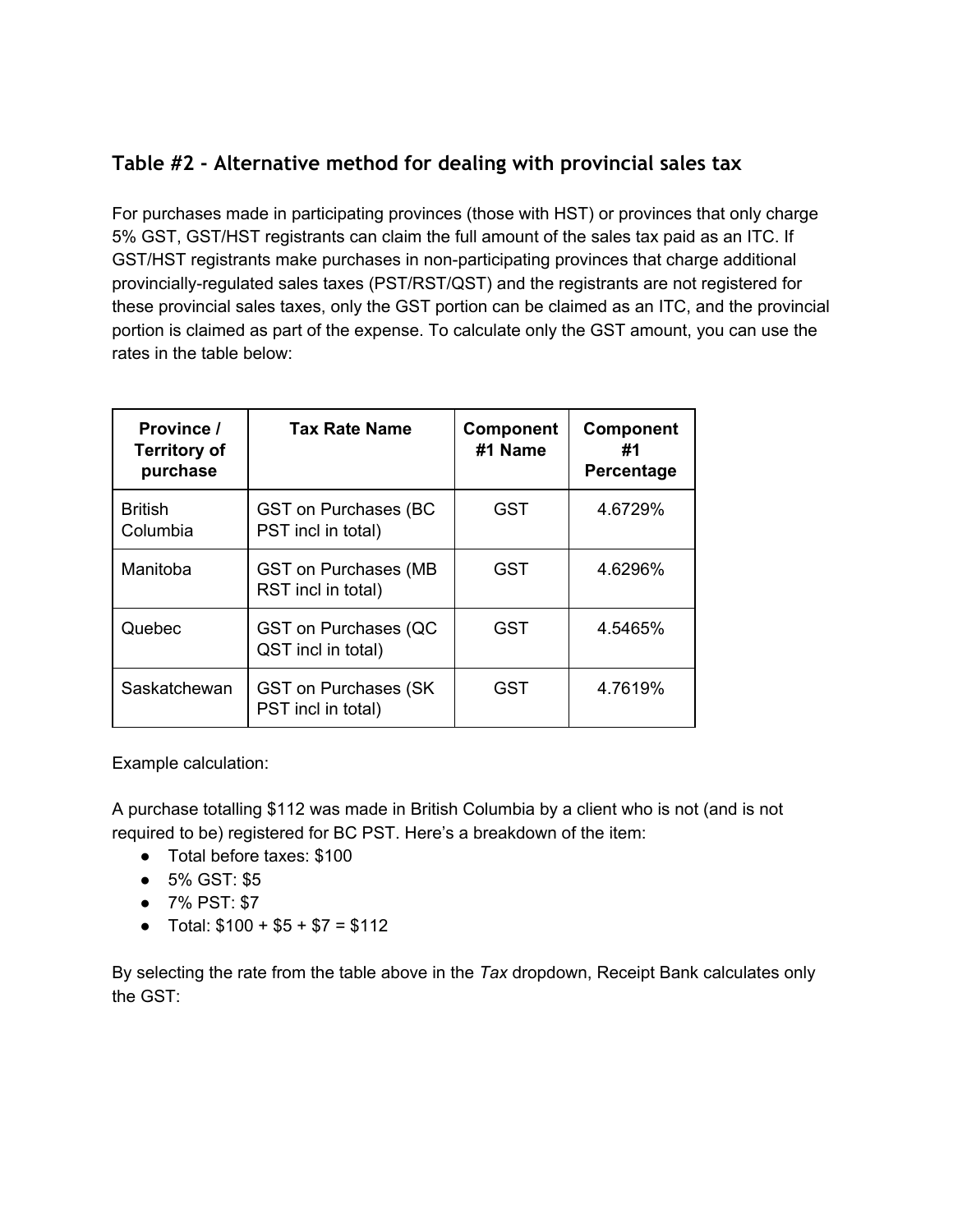## Table #2 - Alternative method for dealing with provincial sales tax

For purchases made in participating provinces (those with HST) or provinces that only charge 5% GST, GST/HST registrants can claim the full amount of the sales tax paid as an ITC. If GST/HST registrants make purchases in non-participating provinces that charge additional provincially-regulated sales taxes (PST/RST/QST) and the registrants are not registered for these provincial sales taxes, only the GST portion can be claimed as an ITC, and the provincial portion is claimed as part of the expense. To calculate only the GST amount, you can use the rates in the table below:

| Province / Territory of purchase | Tax Rate Name | Component #1 Name | Component #1 Percentage |
|---|---|---|---|
| British Columbia | GST on Purchases (BC PST incl in total) | GST | 4.6729% |
| Manitoba | GST on Purchases (MB RST incl in total) | GST | 4.6296% |
| Quebec | GST on Purchases (QC QST incl in total) | GST | 4.5465% |
| Saskatchewan | GST on Purchases (SK PST incl in total) | GST | 4.7619% |

Example calculation:

A purchase totalling $112 was made in British Columbia by a client who is not (and is not required to be) registered for BC PST. Here's a breakdown of the item:

- Total before taxes: $100
- 5% GST: $5
- 7% PST: $7
- Total: $100 + $5 + $7 = $112

By selecting the rate from the table above in the *Tax* dropdown, Receipt Bank calculates only the GST: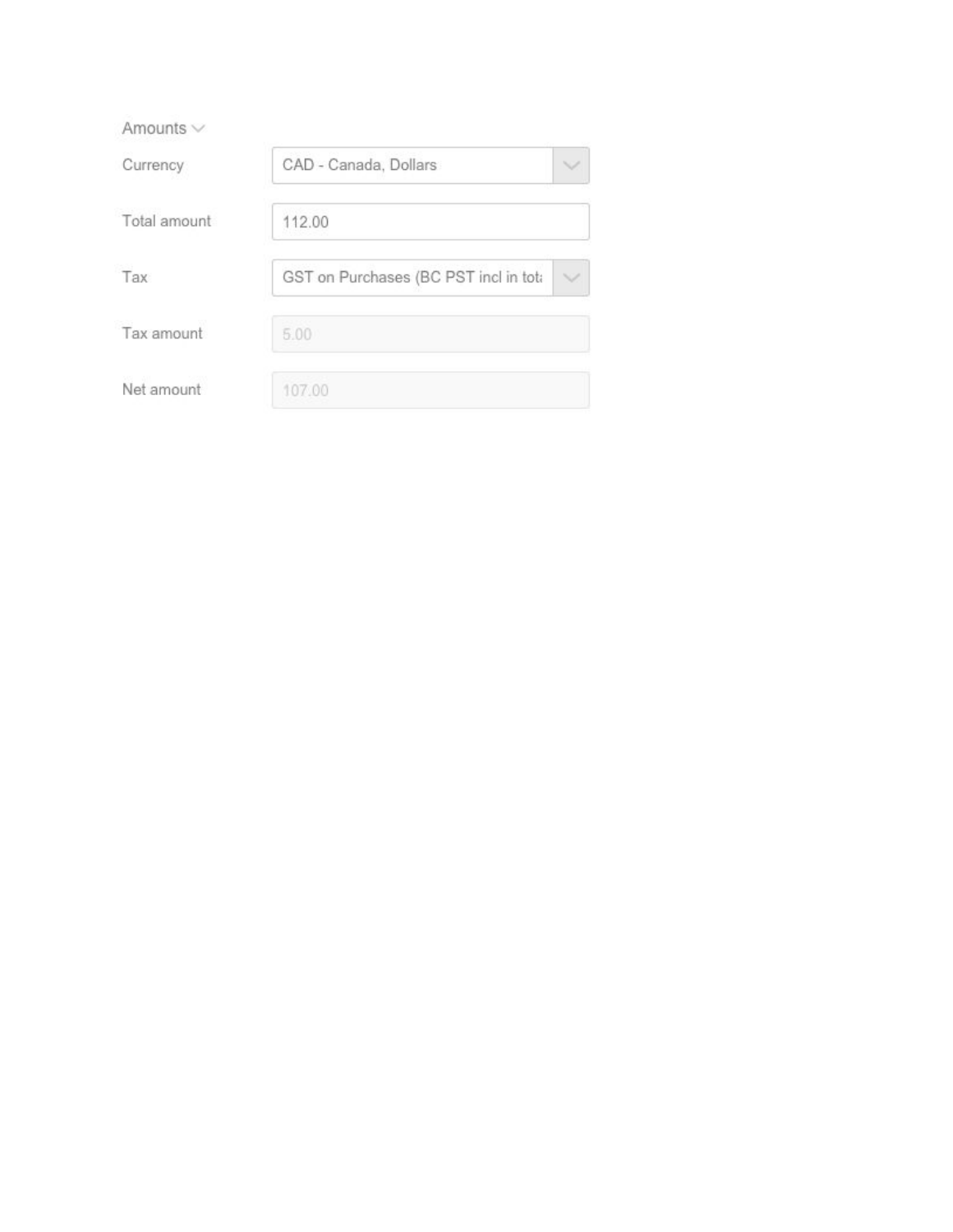Amounts

| | |
|---|---|
| Currency | CAD - Canada, Dollars |
| Total amount | 112.00 |
| Tax | GST on Purchases (BC PST incl in tot: |
| Tax amount | 5.00 |
| Net amount | 107.00 |